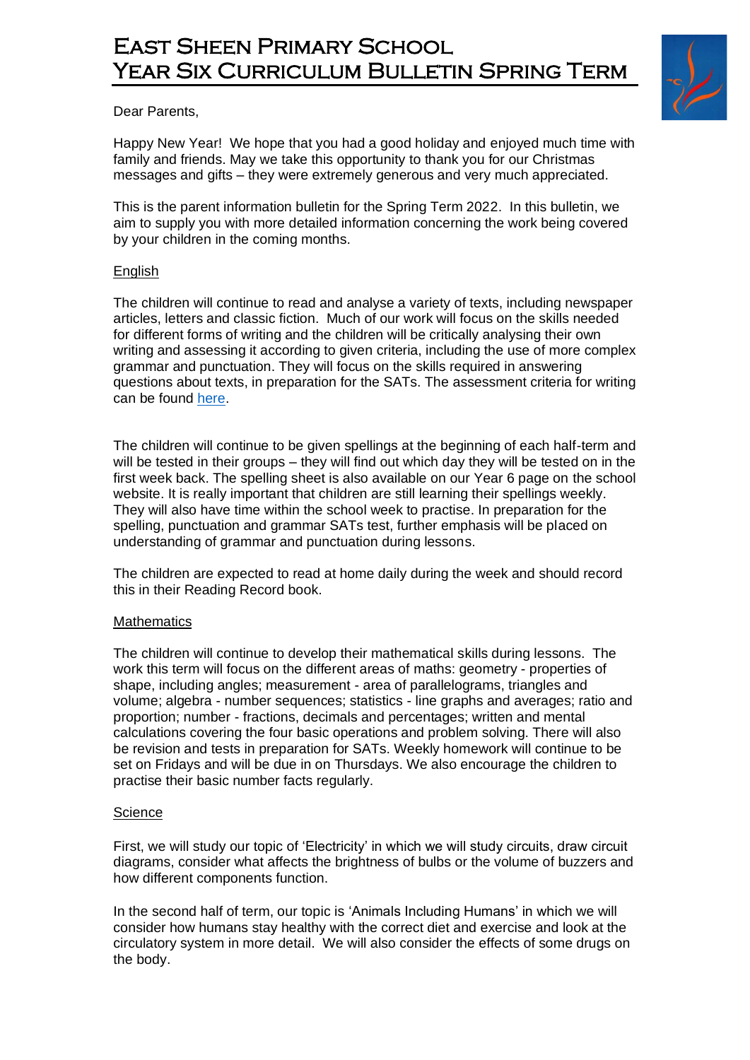# East Sheen Primary School
# Year Six Curriculum Bulletin Spring Term

Dear Parents,

Happy New Year! We hope that you had a good holiday and enjoyed much time with family and friends. May we take this opportunity to thank you for our Christmas messages and gifts – they were extremely generous and very much appreciated.

This is the parent information bulletin for the Spring Term 2022. In this bulletin, we aim to supply you with more detailed information concerning the work being covered by your children in the coming months.

## English

The children will continue to read and analyse a variety of texts, including newspaper articles, letters and classic fiction. Much of our work will focus on the skills needed for different forms of writing and the children will be critically analysing their own writing and assessing it according to given criteria, including the use of more complex grammar and punctuation. They will focus on the skills required in answering questions about texts, in preparation for the SATs. The assessment criteria for writing can be found here.

The children will continue to be given spellings at the beginning of each half-term and will be tested in their groups – they will find out which day they will be tested on in the first week back. The spelling sheet is also available on our Year 6 page on the school website. It is really important that children are still learning their spellings weekly. They will also have time within the school week to practise. In preparation for the spelling, punctuation and grammar SATs test, further emphasis will be placed on understanding of grammar and punctuation during lessons.

The children are expected to read at home daily during the week and should record this in their Reading Record book.

## Mathematics

The children will continue to develop their mathematical skills during lessons. The work this term will focus on the different areas of maths: geometry - properties of shape, including angles; measurement - area of parallelograms, triangles and volume; algebra - number sequences; statistics - line graphs and averages; ratio and proportion; number - fractions, decimals and percentages; written and mental calculations covering the four basic operations and problem solving. There will also be revision and tests in preparation for SATs. Weekly homework will continue to be set on Fridays and will be due in on Thursdays. We also encourage the children to practise their basic number facts regularly.

## Science

First, we will study our topic of 'Electricity' in which we will study circuits, draw circuit diagrams, consider what affects the brightness of bulbs or the volume of buzzers and how different components function.

In the second half of term, our topic is 'Animals Including Humans' in which we will consider how humans stay healthy with the correct diet and exercise and look at the circulatory system in more detail. We will also consider the effects of some drugs on the body.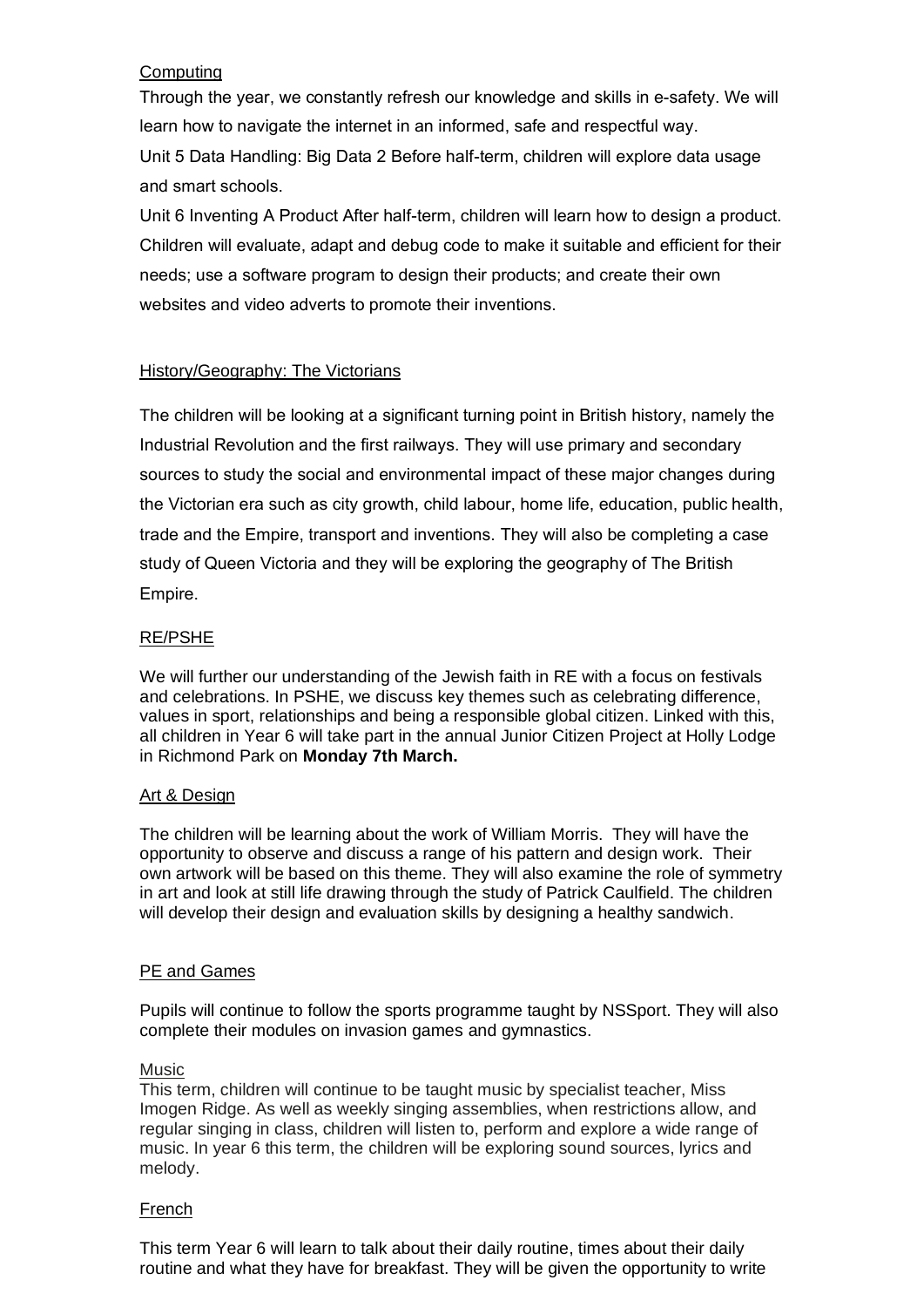## Computing

Through the year, we constantly refresh our knowledge and skills in e-safety. We will learn how to navigate the internet in an informed, safe and respectful way.

Unit 5 Data Handling: Big Data 2 Before half-term, children will explore data usage and smart schools.

Unit 6 Inventing A Product After half-term, children will learn how to design a product. Children will evaluate, adapt and debug code to make it suitable and efficient for their needs; use a software program to design their products; and create their own websites and video adverts to promote their inventions.

## History/Geography: The Victorians

The children will be looking at a significant turning point in British history, namely the Industrial Revolution and the first railways. They will use primary and secondary sources to study the social and environmental impact of these major changes during the Victorian era such as city growth, child labour, home life, education, public health, trade and the Empire, transport and inventions. They will also be completing a case study of Queen Victoria and they will be exploring the geography of The British Empire.

## RE/PSHE

We will further our understanding of the Jewish faith in RE with a focus on festivals and celebrations. In PSHE, we discuss key themes such as celebrating difference, values in sport, relationships and being a responsible global citizen. Linked with this, all children in Year 6 will take part in the annual Junior Citizen Project at Holly Lodge in Richmond Park on **Monday 7th March.**

## Art & Design

The children will be learning about the work of William Morris. They will have the opportunity to observe and discuss a range of his pattern and design work. Their own artwork will be based on this theme. They will also examine the role of symmetry in art and look at still life drawing through the study of Patrick Caulfield. The children will develop their design and evaluation skills by designing a healthy sandwich.

## PE and Games

Pupils will continue to follow the sports programme taught by NSSport. They will also complete their modules on invasion games and gymnastics.

## Music

This term, children will continue to be taught music by specialist teacher, Miss Imogen Ridge. As well as weekly singing assemblies, when restrictions allow, and regular singing in class, children will listen to, perform and explore a wide range of music. In year 6 this term, the children will be exploring sound sources, lyrics and melody.

## French

This term Year 6 will learn to talk about their daily routine, times about their daily routine and what they have for breakfast. They will be given the opportunity to write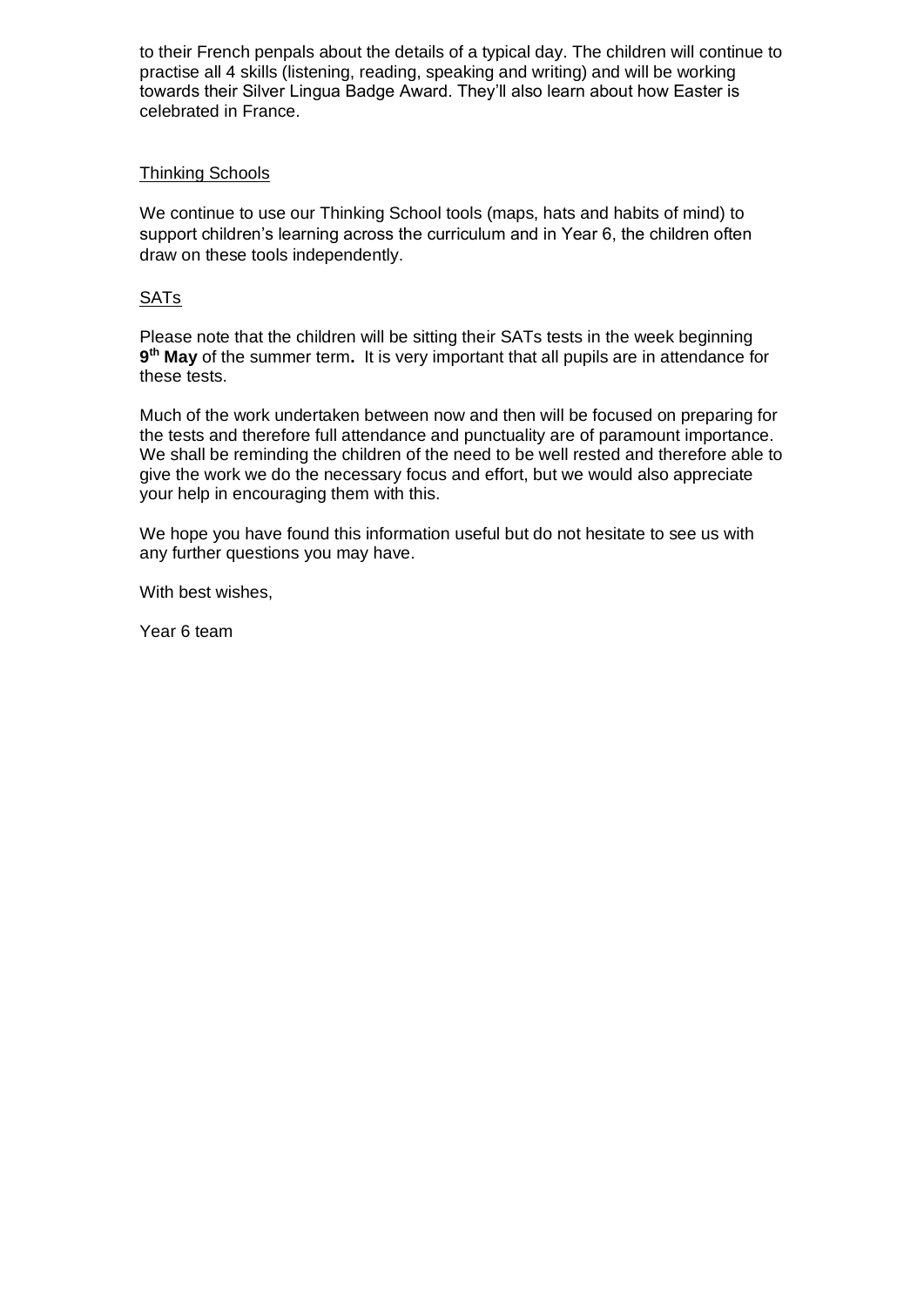to their French penpals about the details of a typical day. The children will continue to practise all 4 skills (listening, reading, speaking and writing) and will be working towards their Silver Lingua Badge Award. They'll also learn about how Easter is celebrated in France.

## Thinking Schools

We continue to use our Thinking School tools (maps, hats and habits of mind) to support children's learning across the curriculum and in Year 6, the children often draw on these tools independently.

## SATs

Please note that the children will be sitting their SATs tests in the week beginning **9th May** of the summer term**.** It is very important that all pupils are in attendance for these tests.

Much of the work undertaken between now and then will be focused on preparing for the tests and therefore full attendance and punctuality are of paramount importance. We shall be reminding the children of the need to be well rested and therefore able to give the work we do the necessary focus and effort, but we would also appreciate your help in encouraging them with this.

We hope you have found this information useful but do not hesitate to see us with any further questions you may have.

With best wishes,

Year 6 team